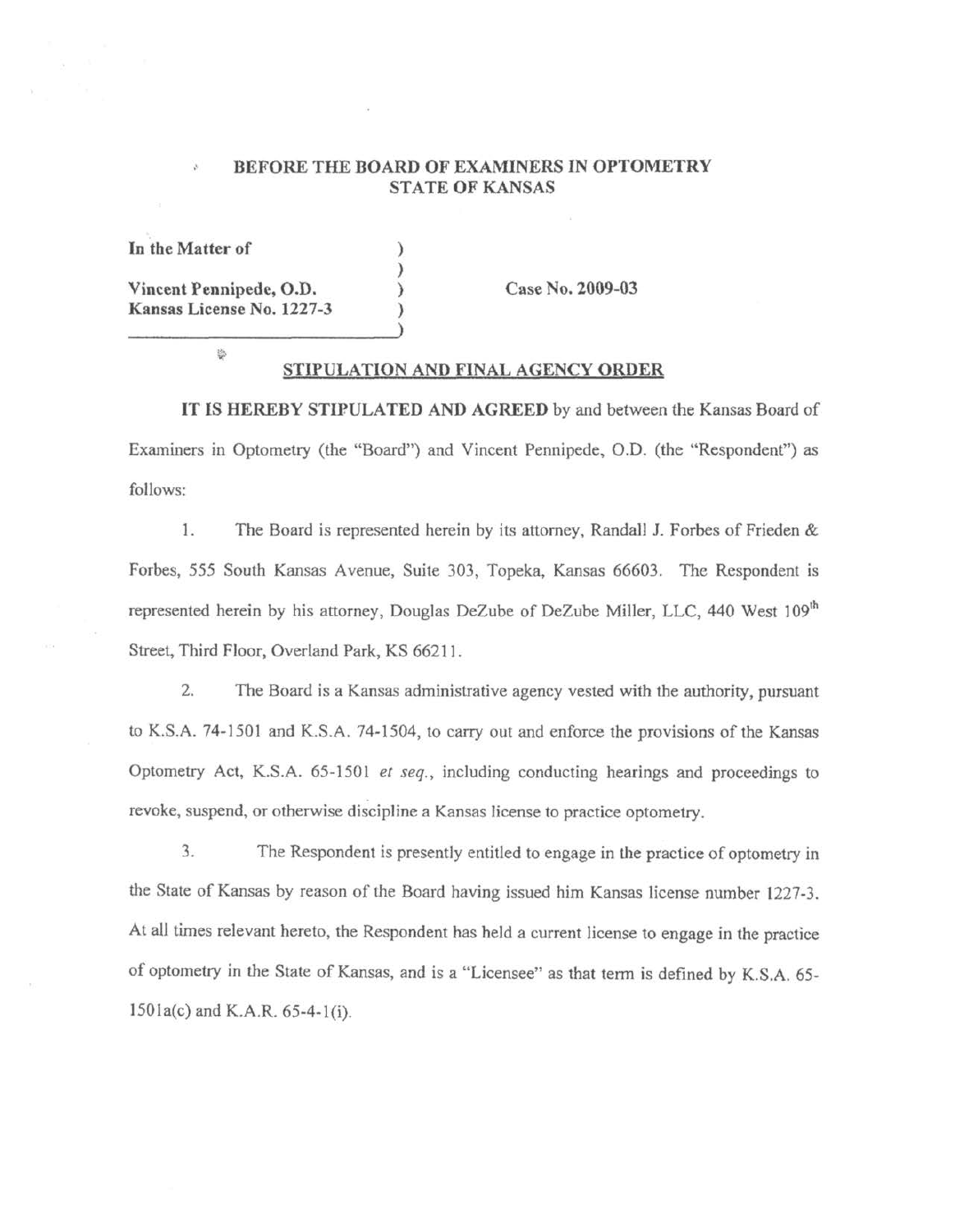**BEFORE THE BOARD OF EXAMINERS IN OPTOMETRY**
**STATE OF KANSAS**

**In the Matter of**

**Vincent Pennipede, O.D.**
**Kansas License No. 1227-3**

**Case No. 2009-03**

## STIPULATION AND FINAL AGENCY ORDER

**IT IS HEREBY STIPULATED AND AGREED** by and between the Kansas Board of Examiners in Optometry (the "Board") and Vincent Pennipede, O.D. (the "Respondent") as follows:

1. The Board is represented herein by its attorney, Randall J. Forbes of Frieden & Forbes, 555 South Kansas Avenue, Suite 303, Topeka, Kansas 66603. The Respondent is represented herein by his attorney, Douglas DeZube of DeZube Miller, LLC, 440 West 109th Street, Third Floor, Overland Park, KS 66211.

2. The Board is a Kansas administrative agency vested with the authority, pursuant to K.S.A. 74-1501 and K.S.A. 74-1504, to carry out and enforce the provisions of the Kansas Optometry Act, K.S.A. 65-1501 *et seq.*, including conducting hearings and proceedings to revoke, suspend, or otherwise discipline a Kansas license to practice optometry.

3. The Respondent is presently entitled to engage in the practice of optometry in the State of Kansas by reason of the Board having issued him Kansas license number 1227-3. At all times relevant hereto, the Respondent has held a current license to engage in the practice of optometry in the State of Kansas, and is a "Licensee" as that term is defined by K.S.A. 65-1501a(c) and K.A.R. 65-4-1(i).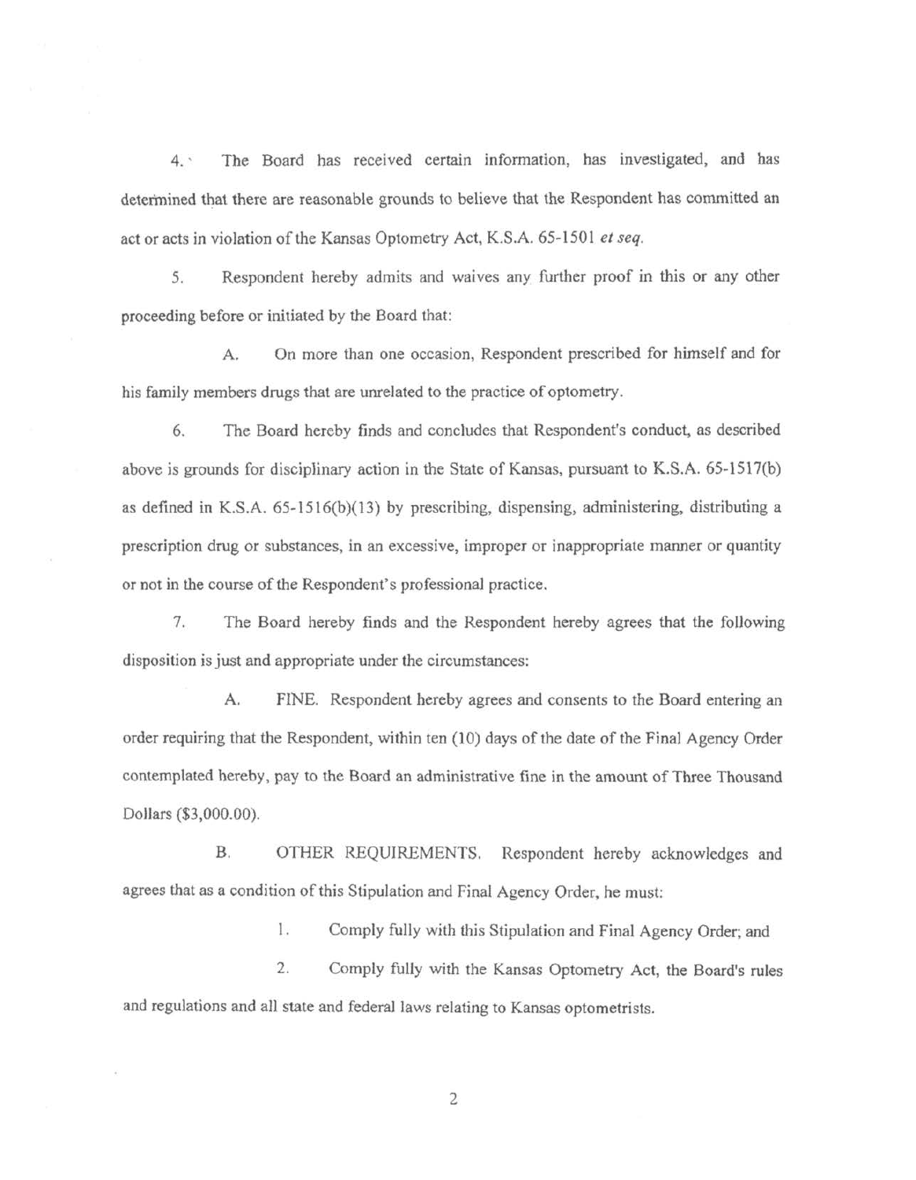4. The Board has received certain information, has investigated, and has determined that there are reasonable grounds to believe that the Respondent has committed an act or acts in violation of the Kansas Optometry Act, K.S.A. 65-1501 *et seq.*

5. Respondent hereby admits and waives any further proof in this or any other proceeding before or initiated by the Board that:

A. On more than one occasion, Respondent prescribed for himself and for his family members drugs that are unrelated to the practice of optometry.

6. The Board hereby finds and concludes that Respondent's conduct, as described above is grounds for disciplinary action in the State of Kansas, pursuant to K.S.A. 65-1517(b) as defined in K.S.A. 65-1516(b)(13) by prescribing, dispensing, administering, distributing a prescription drug or substances, in an excessive, improper or inappropriate manner or quantity or not in the course of the Respondent's professional practice.

7. The Board hereby finds and the Respondent hereby agrees that the following disposition is just and appropriate under the circumstances:

A. FINE. Respondent hereby agrees and consents to the Board entering an order requiring that the Respondent, within ten (10) days of the date of the Final Agency Order contemplated hereby, pay to the Board an administrative fine in the amount of Three Thousand Dollars ($3,000.00).

B. OTHER REQUIREMENTS. Respondent hereby acknowledges and agrees that as a condition of this Stipulation and Final Agency Order, he must:

1. Comply fully with this Stipulation and Final Agency Order; and

2. Comply fully with the Kansas Optometry Act, the Board's rules and regulations and all state and federal laws relating to Kansas optometrists.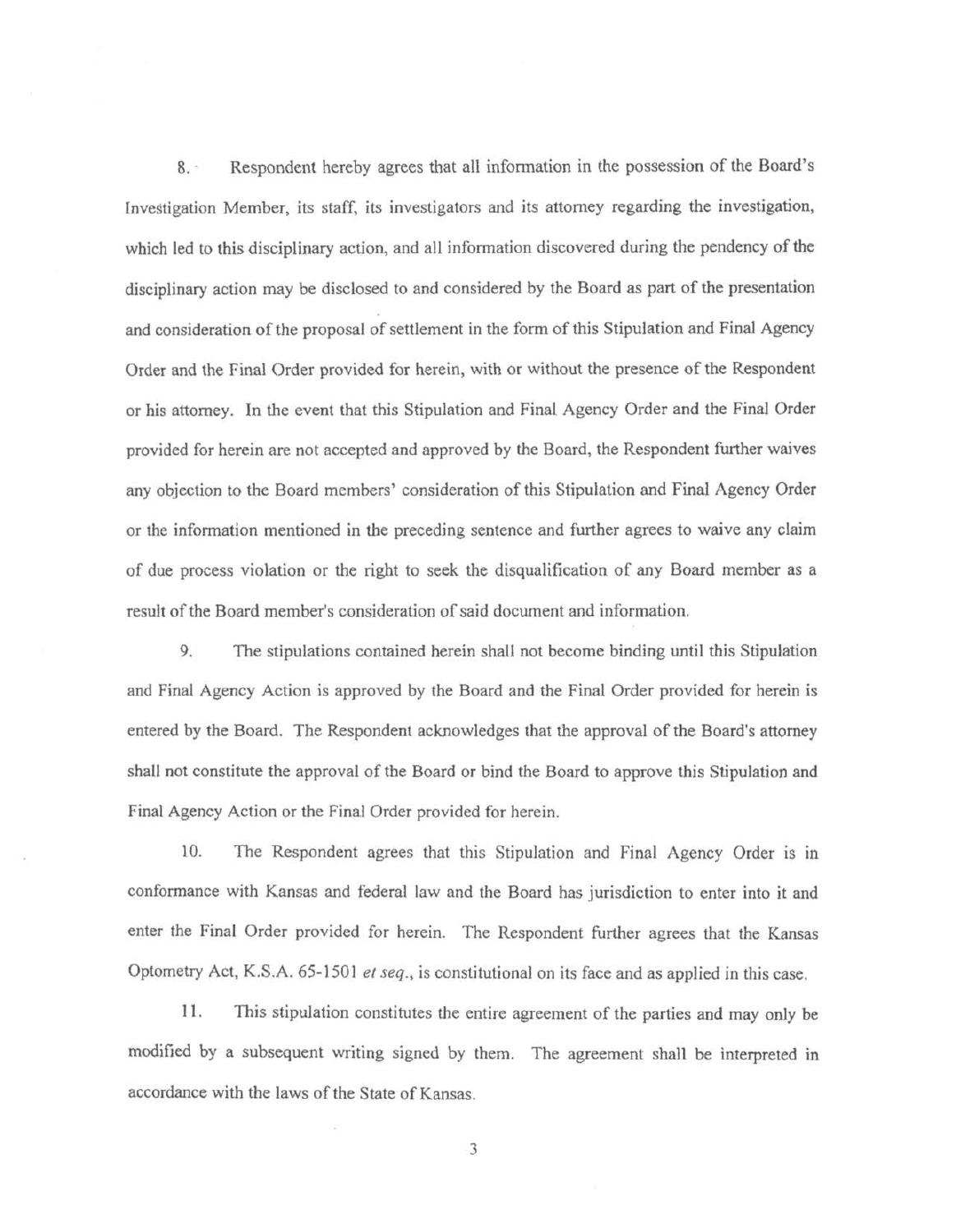8. Respondent hereby agrees that all information in the possession of the Board's Investigation Member, its staff, its investigators and its attorney regarding the investigation, which led to this disciplinary action, and all information discovered during the pendency of the disciplinary action may be disclosed to and considered by the Board as part of the presentation and consideration of the proposal of settlement in the form of this Stipulation and Final Agency Order and the Final Order provided for herein, with or without the presence of the Respondent or his attorney. In the event that this Stipulation and Final Agency Order and the Final Order provided for herein are not accepted and approved by the Board, the Respondent further waives any objection to the Board members' consideration of this Stipulation and Final Agency Order or the information mentioned in the preceding sentence and further agrees to waive any claim of due process violation or the right to seek the disqualification of any Board member as a result of the Board member's consideration of said document and information.

9. The stipulations contained herein shall not become binding until this Stipulation and Final Agency Action is approved by the Board and the Final Order provided for herein is entered by the Board. The Respondent acknowledges that the approval of the Board's attorney shall not constitute the approval of the Board or bind the Board to approve this Stipulation and Final Agency Action or the Final Order provided for herein.

10. The Respondent agrees that this Stipulation and Final Agency Order is in conformance with Kansas and federal law and the Board has jurisdiction to enter into it and enter the Final Order provided for herein. The Respondent further agrees that the Kansas Optometry Act, K.S.A. 65-1501 *et seq.*, is constitutional on its face and as applied in this case.

11. This stipulation constitutes the entire agreement of the parties and may only be modified by a subsequent writing signed by them. The agreement shall be interpreted in accordance with the laws of the State of Kansas.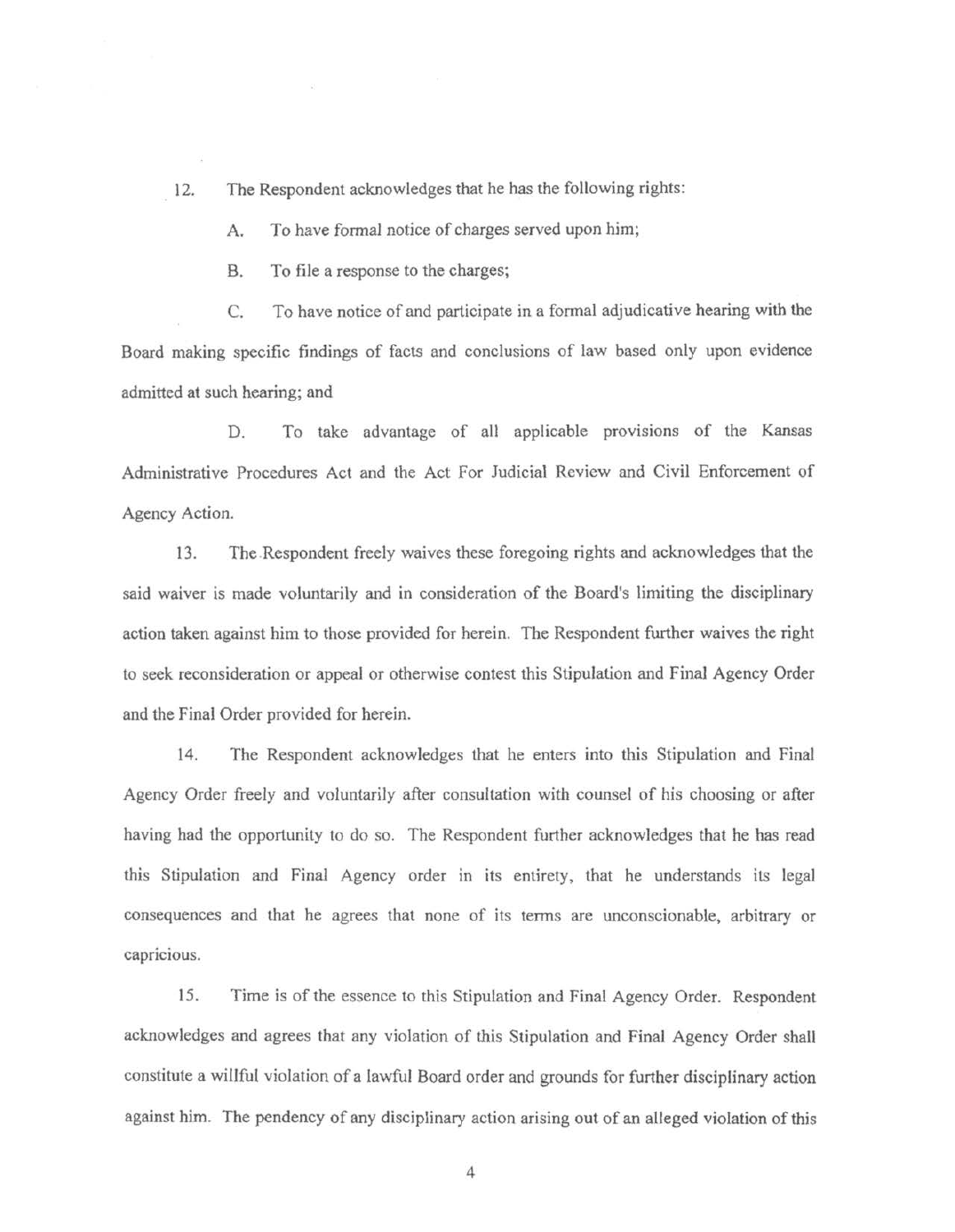12. The Respondent acknowledges that he has the following rights:

A. To have formal notice of charges served upon him;

B. To file a response to the charges;

C. To have notice of and participate in a formal adjudicative hearing with the Board making specific findings of facts and conclusions of law based only upon evidence admitted at such hearing; and

D. To take advantage of all applicable provisions of the Kansas Administrative Procedures Act and the Act For Judicial Review and Civil Enforcement of Agency Action.

13. The Respondent freely waives these foregoing rights and acknowledges that the said waiver is made voluntarily and in consideration of the Board's limiting the disciplinary action taken against him to those provided for herein. The Respondent further waives the right to seek reconsideration or appeal or otherwise contest this Stipulation and Final Agency Order and the Final Order provided for herein.

14. The Respondent acknowledges that he enters into this Stipulation and Final Agency Order freely and voluntarily after consultation with counsel of his choosing or after having had the opportunity to do so. The Respondent further acknowledges that he has read this Stipulation and Final Agency order in its entirety, that he understands its legal consequences and that he agrees that none of its terms are unconscionable, arbitrary or capricious.

15. Time is of the essence to this Stipulation and Final Agency Order. Respondent acknowledges and agrees that any violation of this Stipulation and Final Agency Order shall constitute a willful violation of a lawful Board order and grounds for further disciplinary action against him. The pendency of any disciplinary action arising out of an alleged violation of this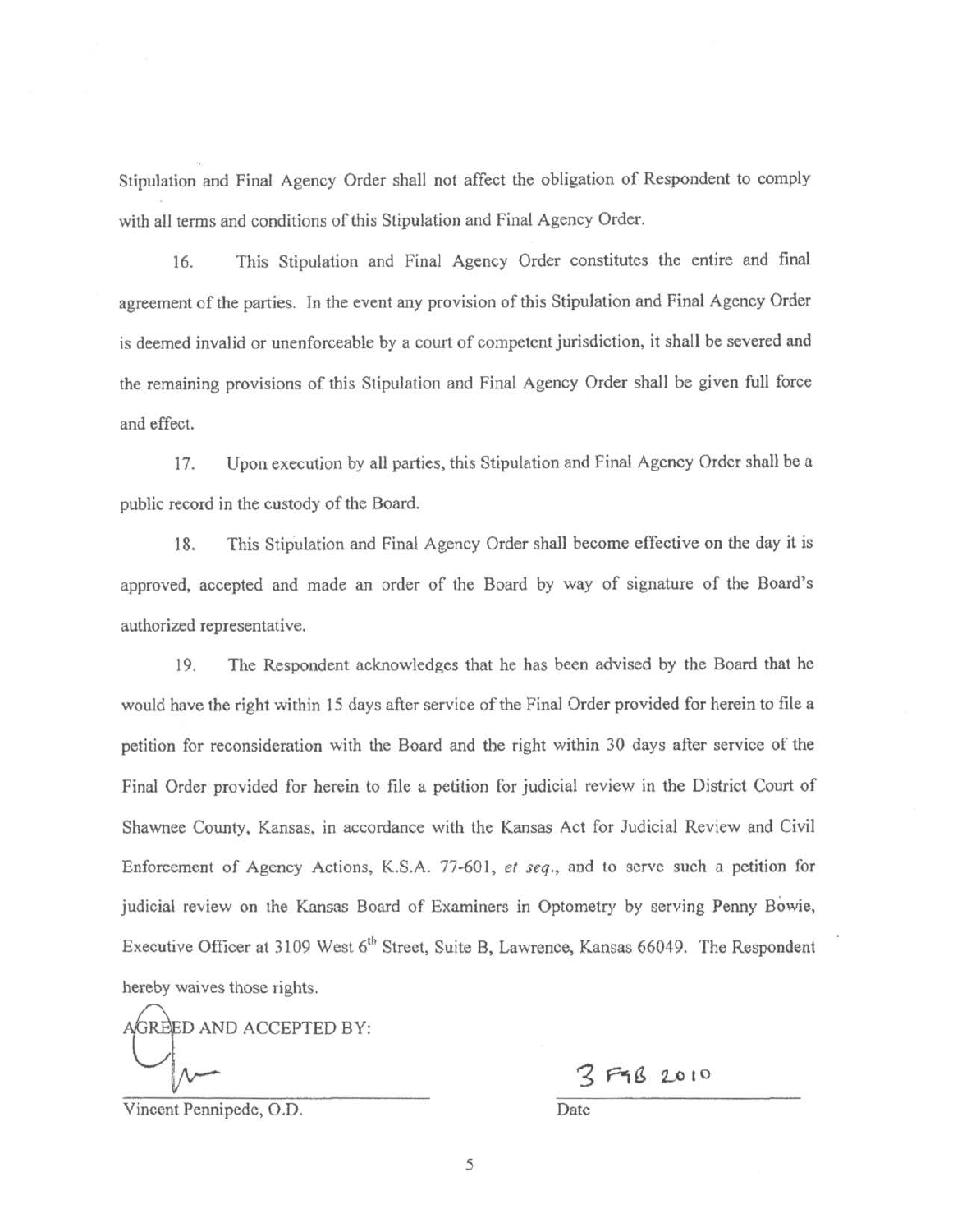Stipulation and Final Agency Order shall not affect the obligation of Respondent to comply with all terms and conditions of this Stipulation and Final Agency Order.

16. This Stipulation and Final Agency Order constitutes the entire and final agreement of the parties. In the event any provision of this Stipulation and Final Agency Order is deemed invalid or unenforceable by a court of competent jurisdiction, it shall be severed and the remaining provisions of this Stipulation and Final Agency Order shall be given full force and effect.

17. Upon execution by all parties, this Stipulation and Final Agency Order shall be a public record in the custody of the Board.

18. This Stipulation and Final Agency Order shall become effective on the day it is approved, accepted and made an order of the Board by way of signature of the Board's authorized representative.

19. The Respondent acknowledges that he has been advised by the Board that he would have the right within 15 days after service of the Final Order provided for herein to file a petition for reconsideration with the Board and the right within 30 days after service of the Final Order provided for herein to file a petition for judicial review in the District Court of Shawnee County, Kansas, in accordance with the Kansas Act for Judicial Review and Civil Enforcement of Agency Actions, K.S.A. 77-601, *et seq.*, and to serve such a petition for judicial review on the Kansas Board of Examiners in Optometry by serving Penny Bowie, Executive Officer at 3109 West 6th Street, Suite B, Lawrence, Kansas 66049. The Respondent hereby waives those rights.

AGREED AND ACCEPTED BY:

______________________ 3 FEB 2010

Vincent Pennipede, O.D. Date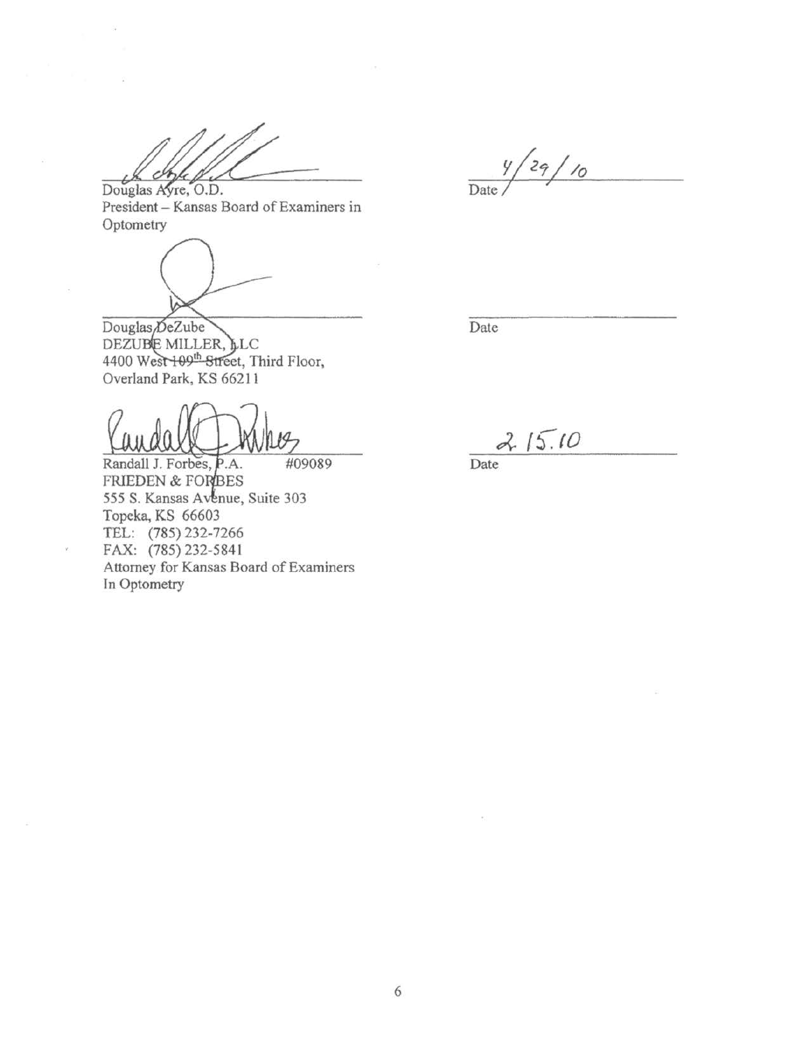Douglas Ayre, O.D.
President – Kansas Board of Examiners in Optometry

Date: 4/29/10

Douglas DeZube
DEZUBE MILLER, LLC
4400 West 109th Street, Third Floor,
Overland Park, KS 66211

Date: 

Randall J. Forbes, P.A. #09089
FRIEDEN & FORBES
555 S. Kansas Avenue, Suite 303
Topeka, KS 66603
TEL: (785) 232-7266
FAX: (785) 232-5841
Attorney for Kansas Board of Examiners In Optometry

Date: 2.15.10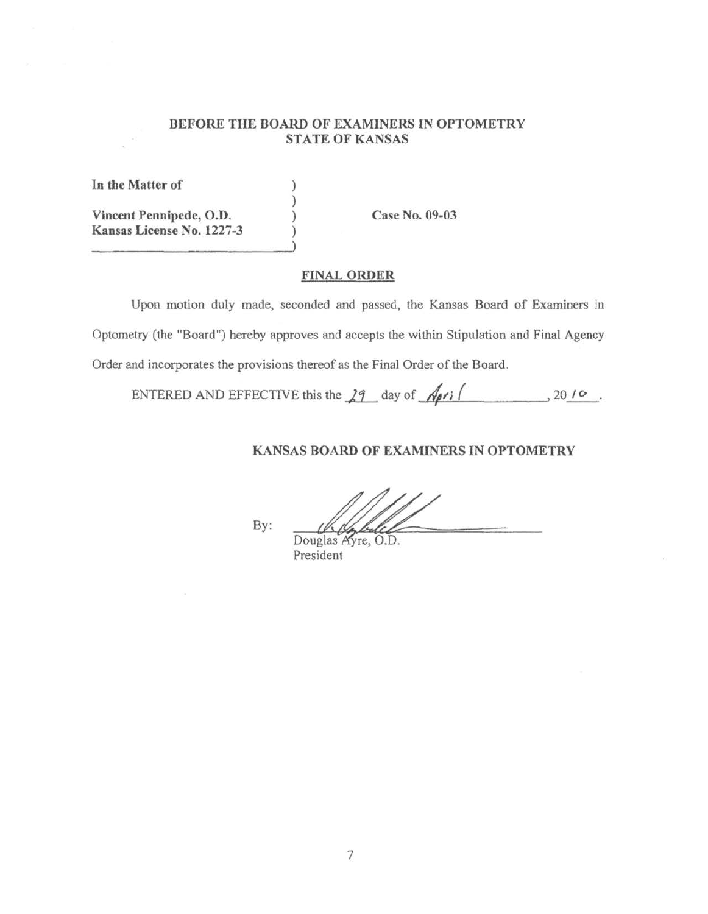**BEFORE THE BOARD OF EXAMINERS IN OPTOMETRY**
**STATE OF KANSAS**

**In the Matter of** )
)
**Vincent Pennipede, O.D.** ) **Case No. 09-03**
**Kansas License No. 1227-3** )
)

## FINAL ORDER

Upon motion duly made, seconded and passed, the Kansas Board of Examiners in Optometry (the "Board") hereby approves and accepts the within Stipulation and Final Agency Order and incorporates the provisions thereof as the Final Order of the Board.

ENTERED AND EFFECTIVE this the 29 day of April, 2010.

**KANSAS BOARD OF EXAMINERS IN OPTOMETRY**

By: ______________________________
Douglas Ayre, O.D.
President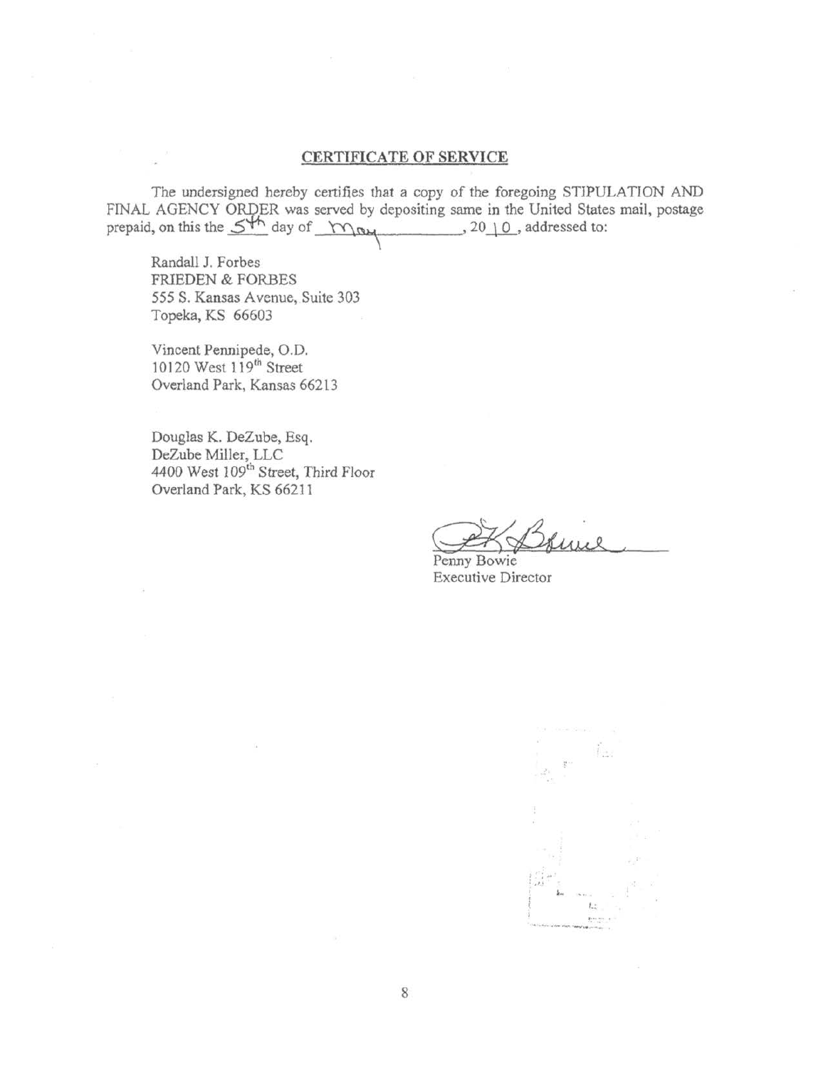## CERTIFICATE OF SERVICE

The undersigned hereby certifies that a copy of the foregoing STIPULATION AND FINAL AGENCY ORDER was served by depositing same in the United States mail, postage prepaid, on this the 5th day of May, 2010, addressed to:

Randall J. Forbes
FRIEDEN & FORBES
555 S. Kansas Avenue, Suite 303
Topeka, KS 66603

Vincent Pennipede, O.D.
10120 West 119th Street
Overland Park, Kansas 66213

Douglas K. DeZube, Esq.
DeZube Miller, LLC
4400 West 109th Street, Third Floor
Overland Park, KS 66211

Penny Bowie
Executive Director